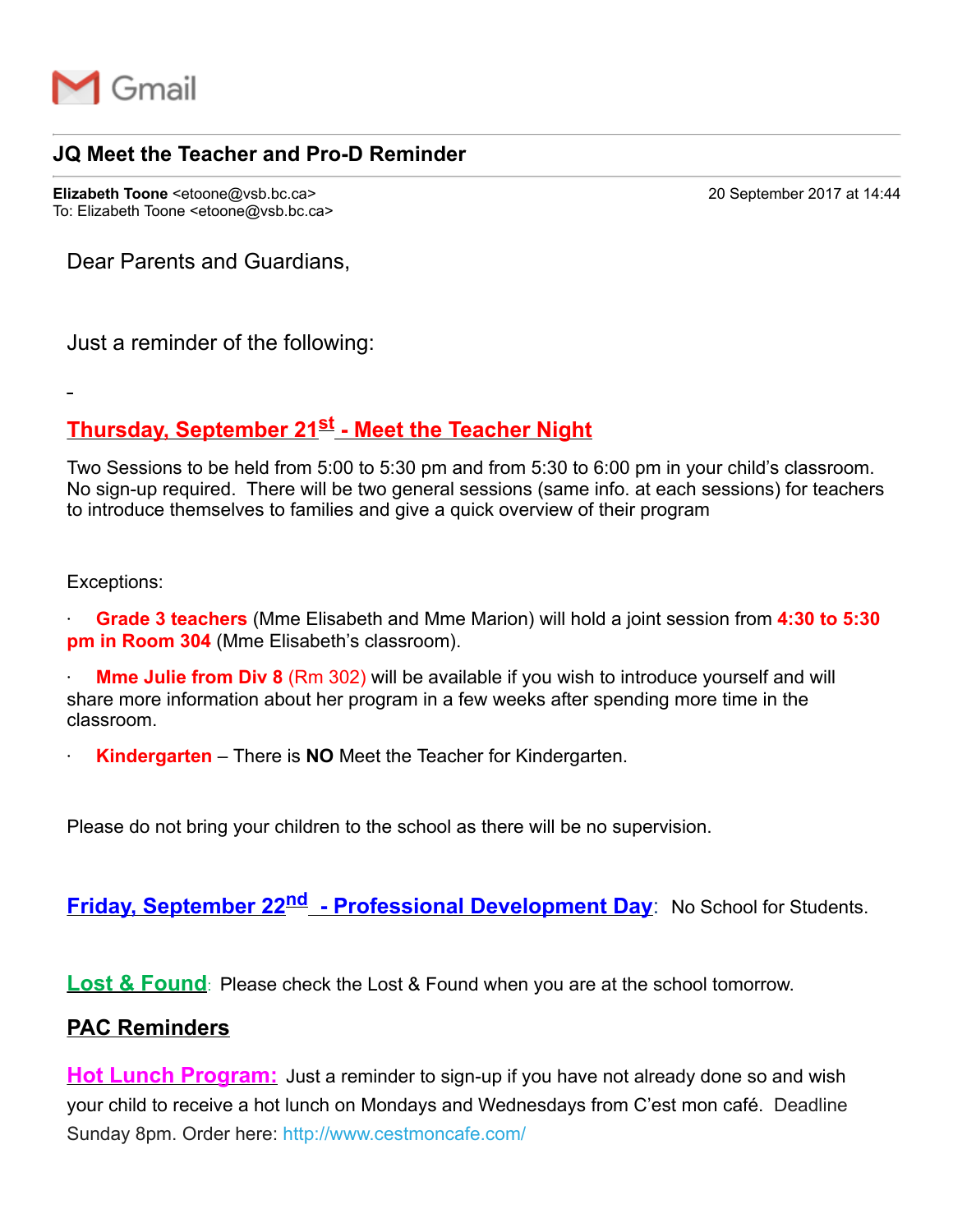Gmail

# JQ Meet the Teacher and Pro-D Reminder

**Elizabeth Toone** <etoone@vsb.bc.ca>  
To: Elizabeth Toone <etoone@vsb.bc.ca>

20 September 2017 at 14:44

Dear Parents and Guardians,

Just a reminder of the following:

## Thursday, September 21st - Meet the Teacher Night

Two Sessions to be held from 5:00 to 5:30 pm and from 5:30 to 6:00 pm in your child's classroom. No sign-up required. There will be two general sessions (same info. at each sessions) for teachers to introduce themselves to families and give a quick overview of their program

Exceptions:

- **Grade 3 teachers** (Mme Elisabeth and Mme Marion) will hold a joint session from **4:30 to 5:30 pm in Room 304** (Mme Elisabeth's classroom).
- **Mme Julie from Div 8** (Rm 302) will be available if you wish to introduce yourself and will share more information about her program in a few weeks after spending more time in the classroom.
- **Kindergarten** – There is **NO** Meet the Teacher for Kindergarten.

Please do not bring your children to the school as there will be no supervision.

**Friday, September 22nd - Professional Development Day**: No School for Students.

**Lost & Found**: Please check the Lost & Found when you are at the school tomorrow.

## PAC Reminders

**Hot Lunch Program:** Just a reminder to sign-up if you have not already done so and wish your child to receive a hot lunch on Mondays and Wednesdays from C'est mon café. Deadline Sunday 8pm. Order here: http://www.cestmoncafe.com/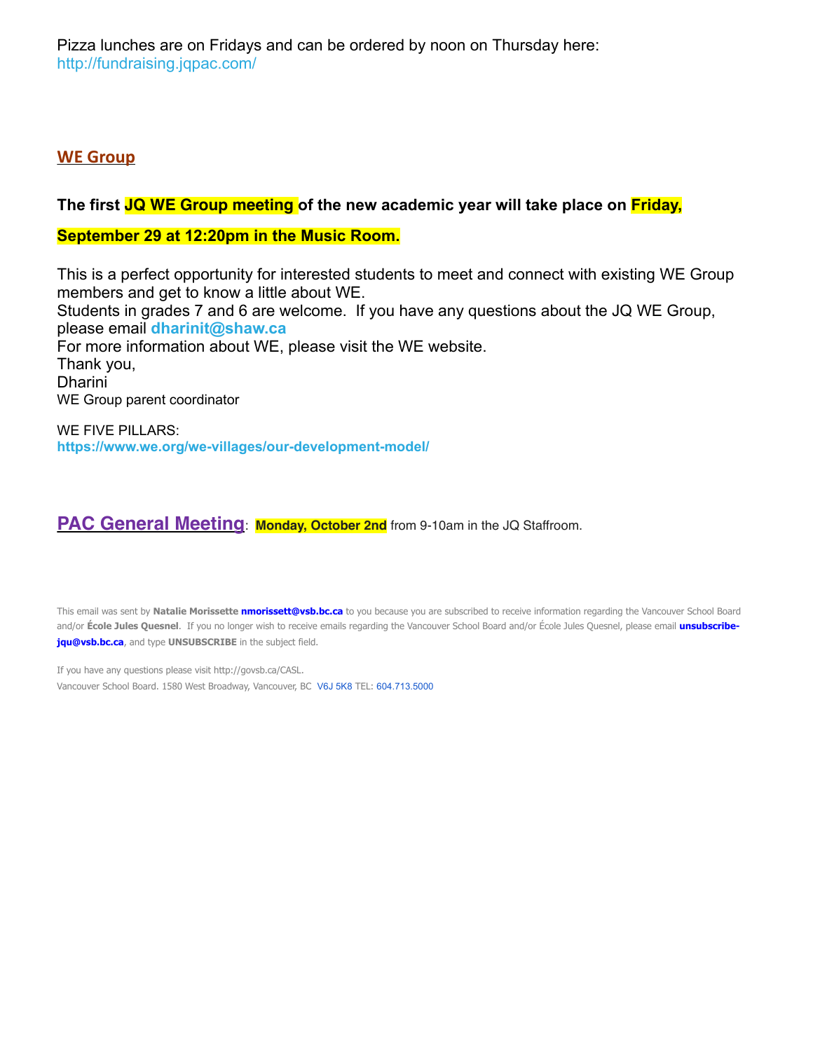Pizza lunches are on Fridays and can be ordered by noon on Thursday here:
http://fundraising.jqpac.com/

## WE Group

**The first JQ WE Group meeting of the new academic year will take place on Friday, September 29 at 12:20pm in the Music Room.**

This is a perfect opportunity for interested students to meet and connect with existing WE Group members and get to know a little about WE.
Students in grades 7 and 6 are welcome. If you have any questions about the JQ WE Group, please email **dharinit@shaw.ca**
For more information about WE, please visit the WE website.
Thank you,
Dharini
WE Group parent coordinator

WE FIVE PILLARS:
**https://www.we.org/we-villages/our-development-model/**

**PAC General Meeting**: **Monday, October 2nd** from 9-10am in the JQ Staffroom.

This email was sent by **Natalie Morissette** **nmorissett@vsb.bc.ca** to you because you are subscribed to receive information regarding the Vancouver School Board and/or **École Jules Quesnel**. If you no longer wish to receive emails regarding the Vancouver School Board and/or École Jules Quesnel, please email **unsubscribe-jqu@vsb.bc.ca**, and type **UNSUBSCRIBE** in the subject field.

If you have any questions please visit http://govsb.ca/CASL.
Vancouver School Board. 1580 West Broadway, Vancouver, BC V6J 5K8 TEL: 604.713.5000